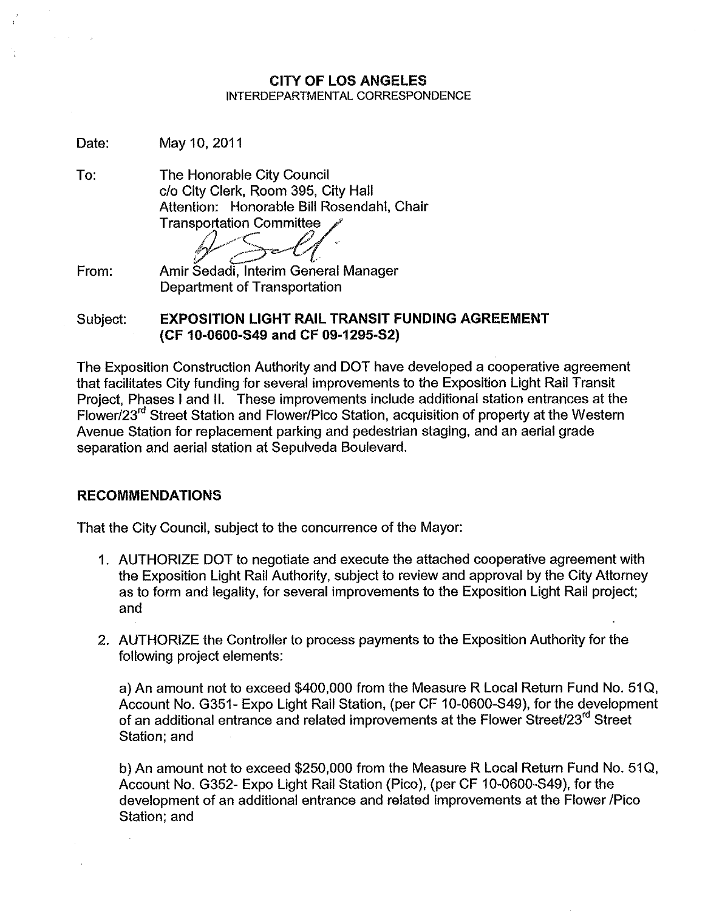**CITY OF LOS ANGELES**
INTERDEPARTMENTAL CORRESPONDENCE

Date: May 10, 2011

To: The Honorable City Council
c/o City Clerk, Room 395, City Hall
Attention: Honorable Bill Rosendahl, Chair
Transportation Committee

From: Amir Sedadi, Interim General Manager
Department of Transportation

Subject: **EXPOSITION LIGHT RAIL TRANSIT FUNDING AGREEMENT (CF 10-0600-S49 and CF 09-1295-S2)**

The Exposition Construction Authority and DOT have developed a cooperative agreement that facilitates City funding for several improvements to the Exposition Light Rail Transit Project, Phases I and II. These improvements include additional station entrances at the Flower/23rd Street Station and Flower/Pico Station, acquisition of property at the Western Avenue Station for replacement parking and pedestrian staging, and an aerial grade separation and aerial station at Sepulveda Boulevard.

## RECOMMENDATIONS

That the City Council, subject to the concurrence of the Mayor:

1. AUTHORIZE DOT to negotiate and execute the attached cooperative agreement with the Exposition Light Rail Authority, subject to review and approval by the City Attorney as to form and legality, for several improvements to the Exposition Light Rail project; and

2. AUTHORIZE the Controller to process payments to the Exposition Authority for the following project elements:

   a) An amount not to exceed $400,000 from the Measure R Local Return Fund No. 51Q, Account No. G351- Expo Light Rail Station, (per CF 10-0600-S49), for the development of an additional entrance and related improvements at the Flower Street/23rd Street Station; and

   b) An amount not to exceed $250,000 from the Measure R Local Return Fund No. 51Q, Account No. G352- Expo Light Rail Station (Pico), (per CF 10-0600-S49), for the development of an additional entrance and related improvements at the Flower /Pico Station; and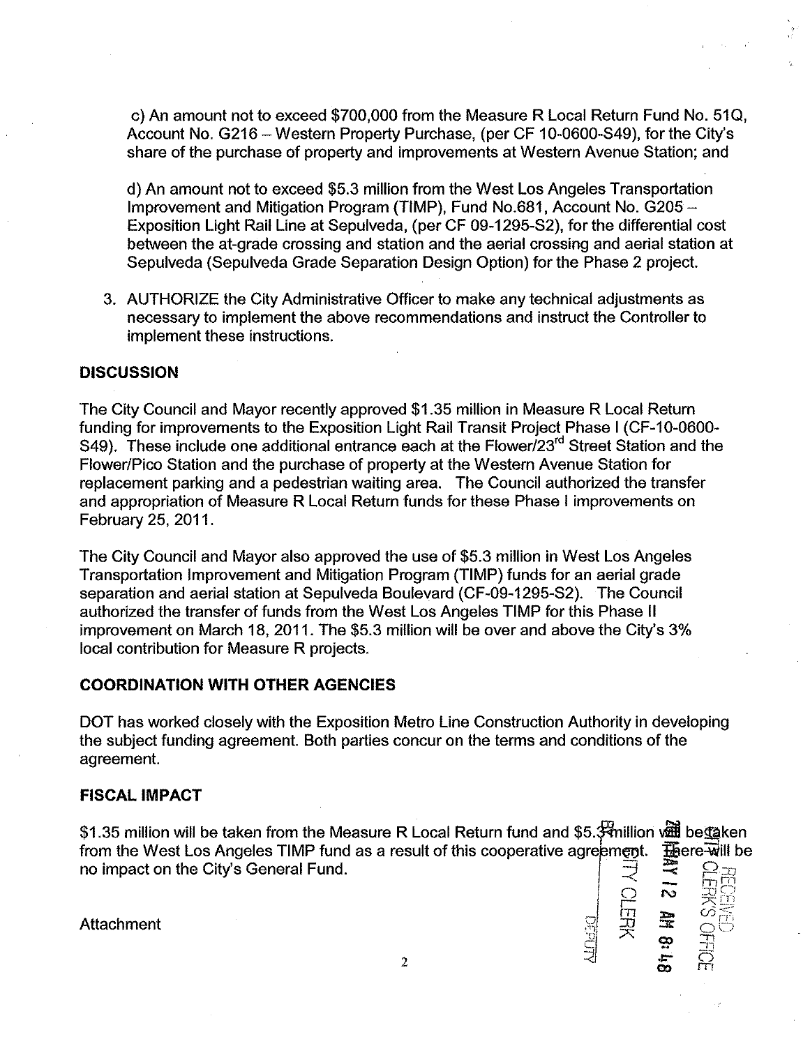c) An amount not to exceed $700,000 from the Measure R Local Return Fund No. 51Q, Account No. G216 – Western Property Purchase, (per CF 10-0600-S49), for the City's share of the purchase of property and improvements at Western Avenue Station; and

d) An amount not to exceed $5.3 million from the West Los Angeles Transportation Improvement and Mitigation Program (TIMP), Fund No.681, Account No. G205 – Exposition Light Rail Line at Sepulveda, (per CF 09-1295-S2), for the differential cost between the at-grade crossing and station and the aerial crossing and aerial station at Sepulveda (Sepulveda Grade Separation Design Option) for the Phase 2 project.

3. AUTHORIZE the City Administrative Officer to make any technical adjustments as necessary to implement the above recommendations and instruct the Controller to implement these instructions.

## DISCUSSION

The City Council and Mayor recently approved $1.35 million in Measure R Local Return funding for improvements to the Exposition Light Rail Transit Project Phase I (CF-10-0600-S49). These include one additional entrance each at the Flower/23rd Street Station and the Flower/Pico Station and the purchase of property at the Western Avenue Station for replacement parking and a pedestrian waiting area. The Council authorized the transfer and appropriation of Measure R Local Return funds for these Phase I improvements on February 25, 2011.

The City Council and Mayor also approved the use of $5.3 million in West Los Angeles Transportation Improvement and Mitigation Program (TIMP) funds for an aerial grade separation and aerial station at Sepulveda Boulevard (CF-09-1295-S2). The Council authorized the transfer of funds from the West Los Angeles TIMP for this Phase II improvement on March 18, 2011. The $5.3 million will be over and above the City's 3% local contribution for Measure R projects.

## COORDINATION WITH OTHER AGENCIES

DOT has worked closely with the Exposition Metro Line Construction Authority in developing the subject funding agreement. Both parties concur on the terms and conditions of the agreement.

## FISCAL IMPACT

$1.35 million will be taken from the Measure R Local Return fund and $5.3 million will be taken from the West Los Angeles TIMP fund as a result of this cooperative agreement. There will be no impact on the City's General Fund.

Attachment

RECEIVED
CITY CLERK'S OFFICE
2011 MAY 12 AM 8:48
CITY CLERK
DEPUTY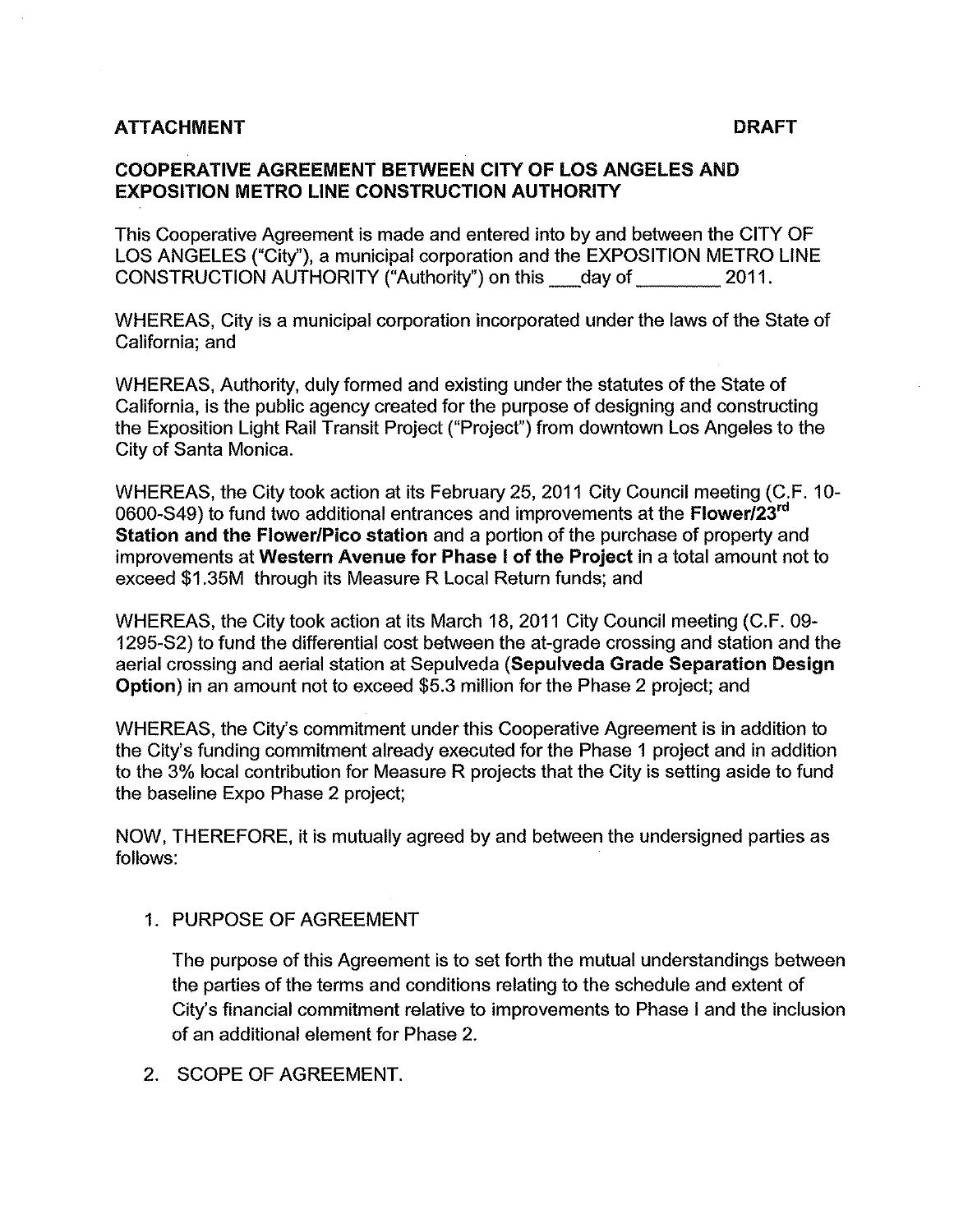**ATTACHMENT** **DRAFT**

**COOPERATIVE AGREEMENT BETWEEN CITY OF LOS ANGELES AND EXPOSITION METRO LINE CONSTRUCTION AUTHORITY**

This Cooperative Agreement is made and entered into by and between the CITY OF LOS ANGELES ("City"), a municipal corporation and the EXPOSITION METRO LINE CONSTRUCTION AUTHORITY ("Authority") on this ___day of _________ 2011.

WHEREAS, City is a municipal corporation incorporated under the laws of the State of California; and

WHEREAS, Authority, duly formed and existing under the statutes of the State of California, is the public agency created for the purpose of designing and constructing the Exposition Light Rail Transit Project ("Project") from downtown Los Angeles to the City of Santa Monica.

WHEREAS, the City took action at its February 25, 2011 City Council meeting (C.F. 10-0600-S49) to fund two additional entrances and improvements at the **Flower/23rd Station and the Flower/Pico station** and a portion of the purchase of property and improvements at **Western Avenue for Phase I of the Project** in a total amount not to exceed $1.35M through its Measure R Local Return funds; and

WHEREAS, the City took action at its March 18, 2011 City Council meeting (C.F. 09-1295-S2) to fund the differential cost between the at-grade crossing and station and the aerial crossing and aerial station at Sepulveda (**Sepulveda Grade Separation Design Option**) in an amount not to exceed $5.3 million for the Phase 2 project; and

WHEREAS, the City's commitment under this Cooperative Agreement is in addition to the City's funding commitment already executed for the Phase 1 project and in addition to the 3% local contribution for Measure R projects that the City is setting aside to fund the baseline Expo Phase 2 project;

NOW, THEREFORE, it is mutually agreed by and between the undersigned parties as follows:

1. PURPOSE OF AGREEMENT

   The purpose of this Agreement is to set forth the mutual understandings between the parties of the terms and conditions relating to the schedule and extent of City's financial commitment relative to improvements to Phase I and the inclusion of an additional element for Phase 2.

2. SCOPE OF AGREEMENT.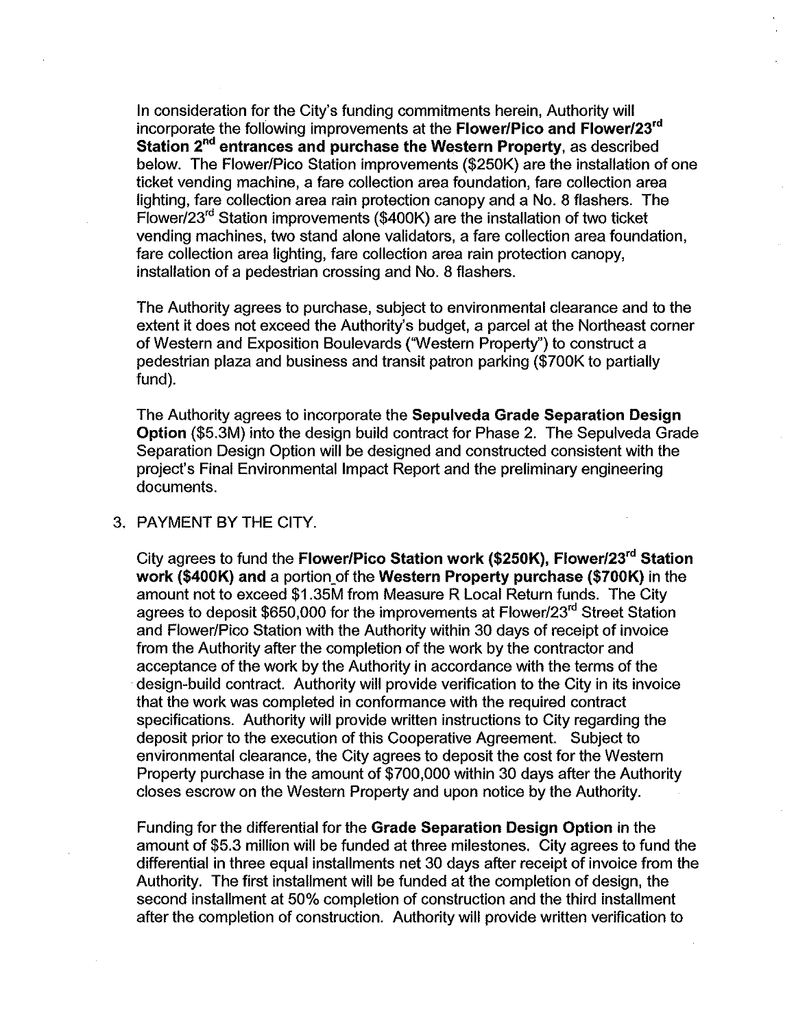In consideration for the City's funding commitments herein, Authority will incorporate the following improvements at the **Flower/Pico and Flower/23rd Station 2nd entrances and purchase the Western Property**, as described below. The Flower/Pico Station improvements ($250K) are the installation of one ticket vending machine, a fare collection area foundation, fare collection area lighting, fare collection area rain protection canopy and a No. 8 flashers. The Flower/23rd Station improvements ($400K) are the installation of two ticket vending machines, two stand alone validators, a fare collection area foundation, fare collection area lighting, fare collection area rain protection canopy, installation of a pedestrian crossing and No. 8 flashers.

The Authority agrees to purchase, subject to environmental clearance and to the extent it does not exceed the Authority's budget, a parcel at the Northeast corner of Western and Exposition Boulevards ("Western Property") to construct a pedestrian plaza and business and transit patron parking ($700K to partially fund).

The Authority agrees to incorporate the **Sepulveda Grade Separation Design Option** ($5.3M) into the design build contract for Phase 2. The Sepulveda Grade Separation Design Option will be designed and constructed consistent with the project's Final Environmental Impact Report and the preliminary engineering documents.

3. PAYMENT BY THE CITY.

   City agrees to fund the **Flower/Pico Station work ($250K), Flower/23rd Station work ($400K) and** a portion of the **Western Property purchase ($700K)** in the amount not to exceed $1.35M from Measure R Local Return funds. The City agrees to deposit $650,000 for the improvements at Flower/23rd Street Station and Flower/Pico Station with the Authority within 30 days of receipt of invoice from the Authority after the completion of the work by the contractor and acceptance of the work by the Authority in accordance with the terms of the design-build contract. Authority will provide verification to the City in its invoice that the work was completed in conformance with the required contract specifications. Authority will provide written instructions to City regarding the deposit prior to the execution of this Cooperative Agreement. Subject to environmental clearance, the City agrees to deposit the cost for the Western Property purchase in the amount of $700,000 within 30 days after the Authority closes escrow on the Western Property and upon notice by the Authority.

   Funding for the differential for the **Grade Separation Design Option** in the amount of $5.3 million will be funded at three milestones. City agrees to fund the differential in three equal installments net 30 days after receipt of invoice from the Authority. The first installment will be funded at the completion of design, the second installment at 50% completion of construction and the third installment after the completion of construction. Authority will provide written verification to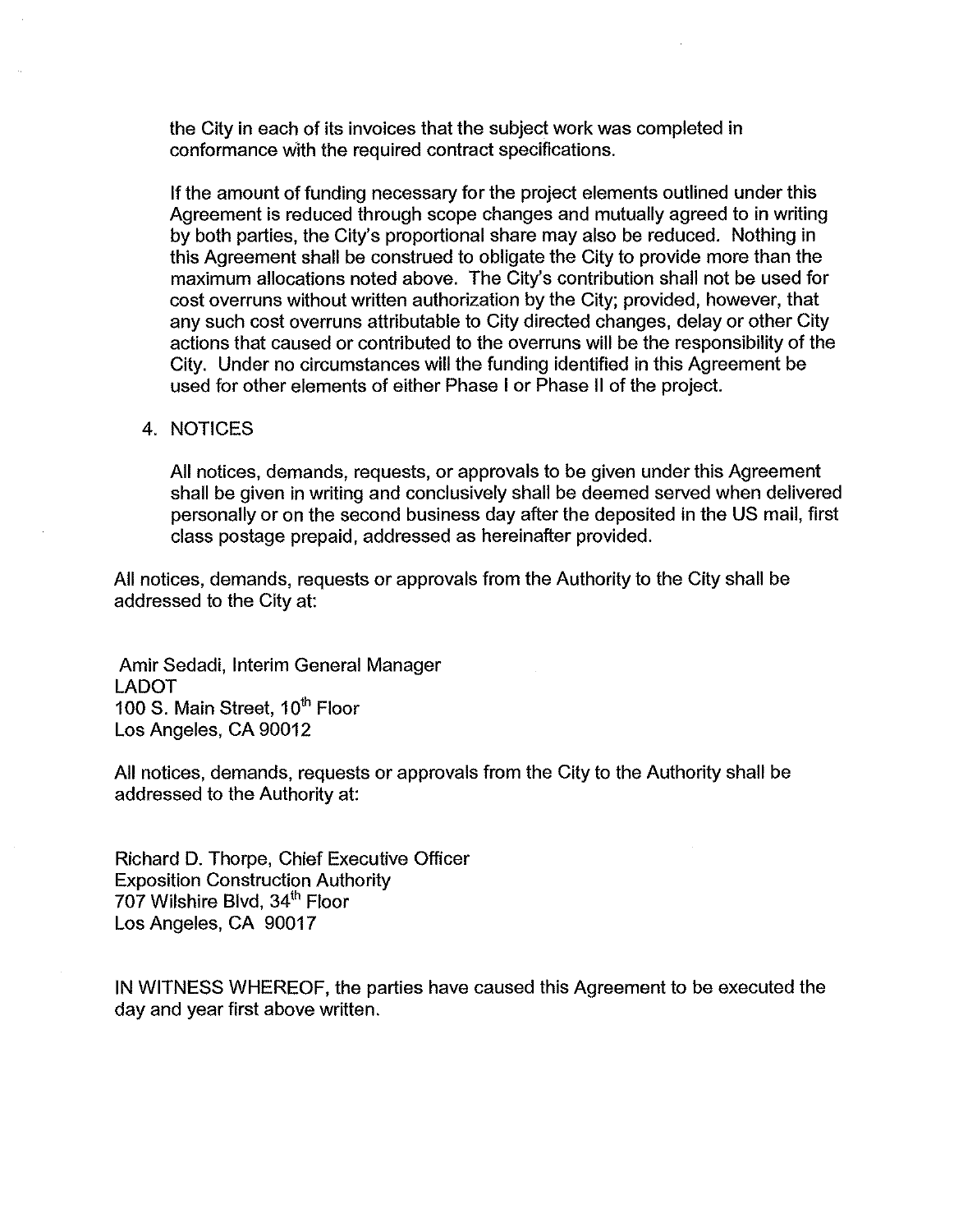the City in each of its invoices that the subject work was completed in conformance with the required contract specifications.

If the amount of funding necessary for the project elements outlined under this Agreement is reduced through scope changes and mutually agreed to in writing by both parties, the City's proportional share may also be reduced. Nothing in this Agreement shall be construed to obligate the City to provide more than the maximum allocations noted above. The City's contribution shall not be used for cost overruns without written authorization by the City; provided, however, that any such cost overruns attributable to City directed changes, delay or other City actions that caused or contributed to the overruns will be the responsibility of the City. Under no circumstances will the funding identified in this Agreement be used for other elements of either Phase I or Phase II of the project.

4. NOTICES

   All notices, demands, requests, or approvals to be given under this Agreement shall be given in writing and conclusively shall be deemed served when delivered personally or on the second business day after the deposited in the US mail, first class postage prepaid, addressed as hereinafter provided.

All notices, demands, requests or approvals from the Authority to the City shall be addressed to the City at:

Amir Sedadi, Interim General Manager
LADOT
100 S. Main Street, 10th Floor
Los Angeles, CA 90012

All notices, demands, requests or approvals from the City to the Authority shall be addressed to the Authority at:

Richard D. Thorpe, Chief Executive Officer
Exposition Construction Authority
707 Wilshire Blvd, 34th Floor
Los Angeles, CA 90017

IN WITNESS WHEREOF, the parties have caused this Agreement to be executed the day and year first above written.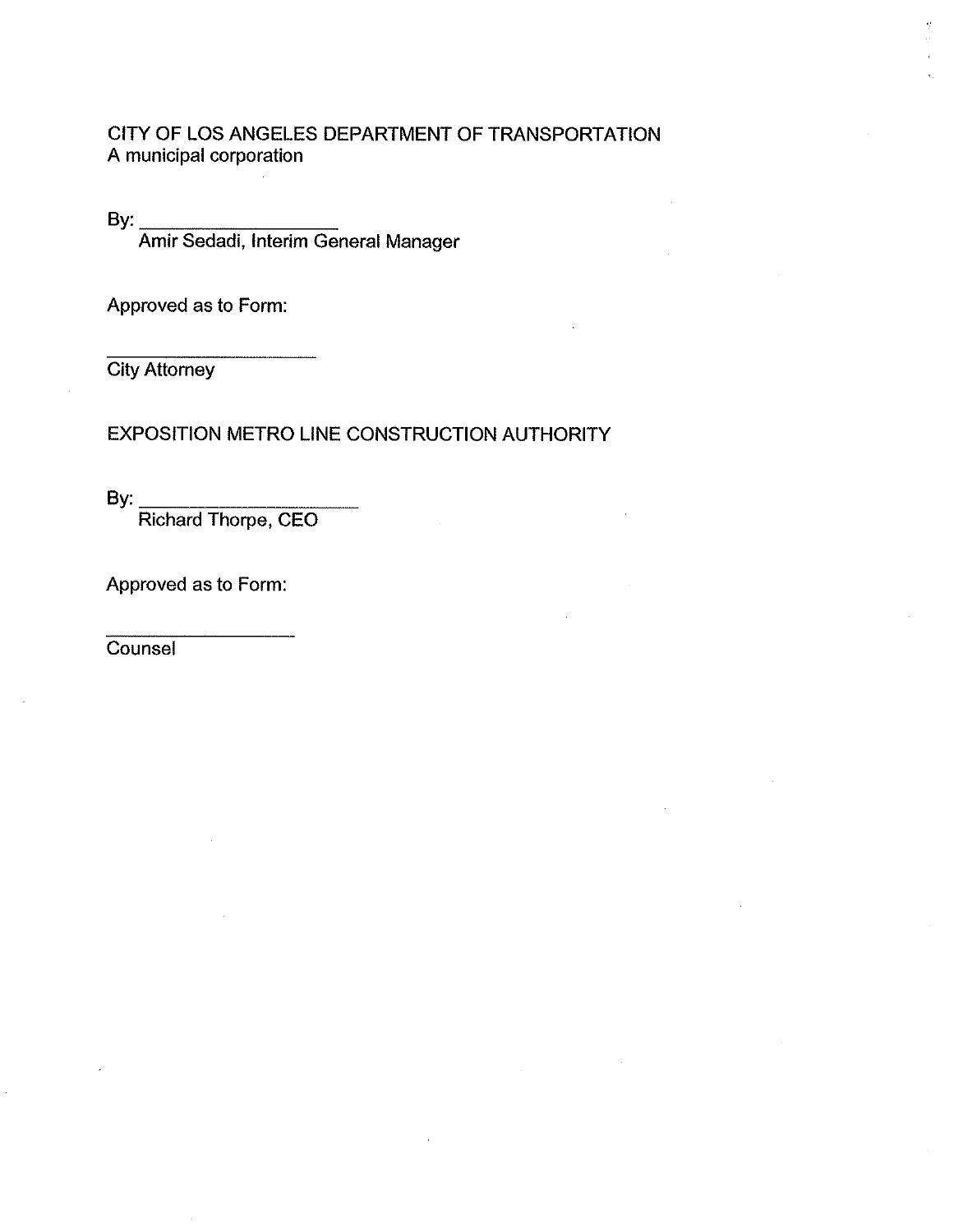CITY OF LOS ANGELES DEPARTMENT OF TRANSPORTATION
A municipal corporation

By: ____________________
Amir Sedadi, Interim General Manager

Approved as to Form:

____________________
City Attorney

EXPOSITION METRO LINE CONSTRUCTION AUTHORITY

By: ____________________
Richard Thorpe, CEO

Approved as to Form:

____________________
Counsel